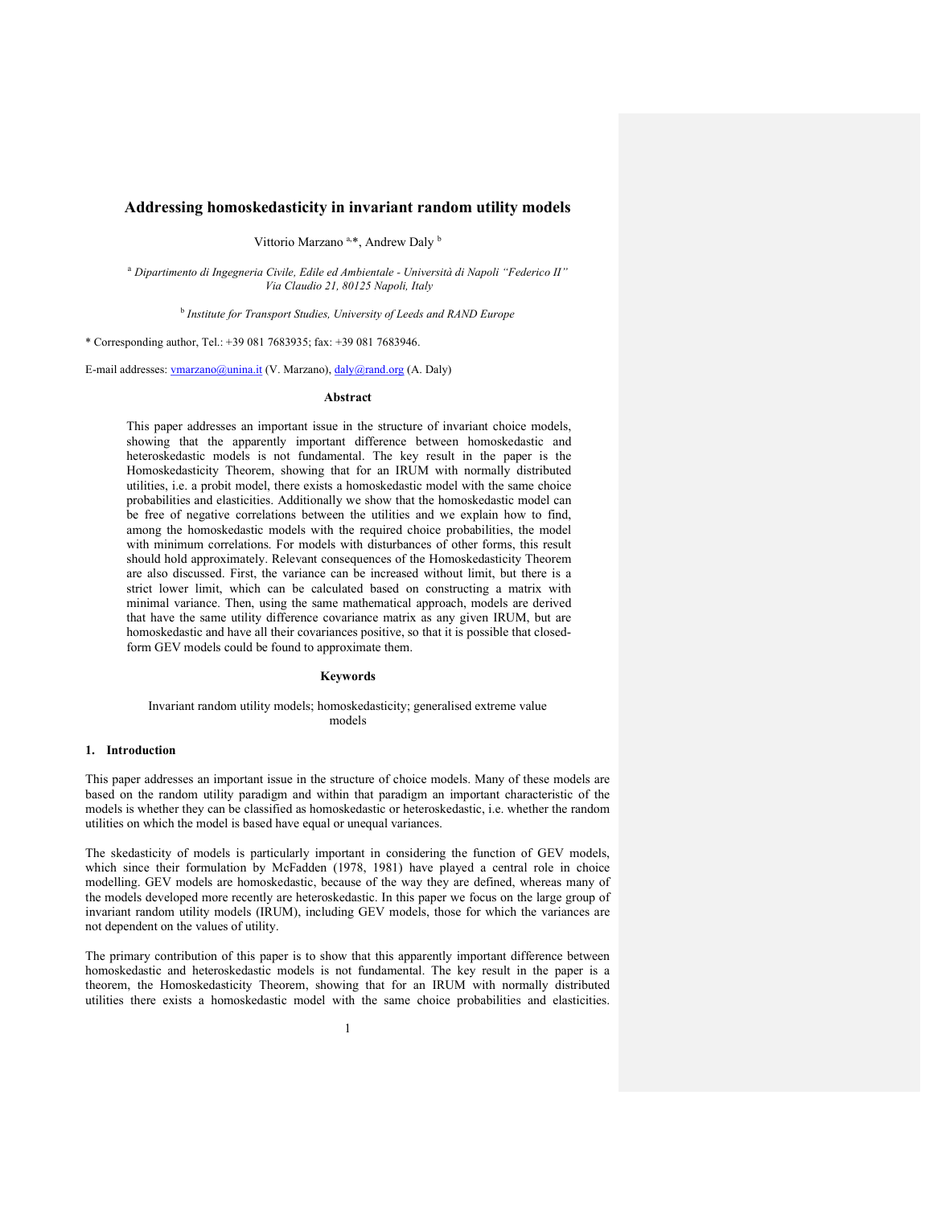# Addressing homoskedasticity in invariant random utility models

Vittorio Marzano [a,*], Andrew Daly [b]

[a] *Dipartimento di Ingegneria Civile, Edile ed Ambientale - Università di Napoli "Federico II" Via Claudio 21, 80125 Napoli, Italy*

[b] *Institute for Transport Studies, University of Leeds and RAND Europe*

* Corresponding author, Tel.: +39 081 7683935; fax: +39 081 7683946.

E-mail addresses: vmarzano@unina.it (V. Marzano), daly@rand.org (A. Daly)

### Abstract

This paper addresses an important issue in the structure of invariant choice models, showing that the apparently important difference between homoskedastic and heteroskedastic models is not fundamental. The key result in the paper is the Homoskedasticity Theorem, showing that for an IRUM with normally distributed utilities, i.e. a probit model, there exists a homoskedastic model with the same choice probabilities and elasticities. Additionally we show that the homoskedastic model can be free of negative correlations between the utilities and we explain how to find, among the homoskedastic models with the required choice probabilities, the model with minimum correlations. For models with disturbances of other forms, this result should hold approximately. Relevant consequences of the Homoskedasticity Theorem are also discussed. First, the variance can be increased without limit, but there is a strict lower limit, which can be calculated based on constructing a matrix with minimal variance. Then, using the same mathematical approach, models are derived that have the same utility difference covariance matrix as any given IRUM, but are homoskedastic and have all their covariances positive, so that it is possible that closed-form GEV models could be found to approximate them.

### Keywords

Invariant random utility models; homoskedasticity; generalised extreme value models

## 1. Introduction

This paper addresses an important issue in the structure of choice models. Many of these models are based on the random utility paradigm and within that paradigm an important characteristic of the models is whether they can be classified as homoskedastic or heteroskedastic, i.e. whether the random utilities on which the model is based have equal or unequal variances.

The skedasticity of models is particularly important in considering the function of GEV models, which since their formulation by McFadden (1978, 1981) have played a central role in choice modelling. GEV models are homoskedastic, because of the way they are defined, whereas many of the models developed more recently are heteroskedastic. In this paper we focus on the large group of invariant random utility models (IRUM), including GEV models, those for which the variances are not dependent on the values of utility.

The primary contribution of this paper is to show that this apparently important difference between homoskedastic and heteroskedastic models is not fundamental. The key result in the paper is a theorem, the Homoskedasticity Theorem, showing that for an IRUM with normally distributed utilities there exists a homoskedastic model with the same choice probabilities and elasticities.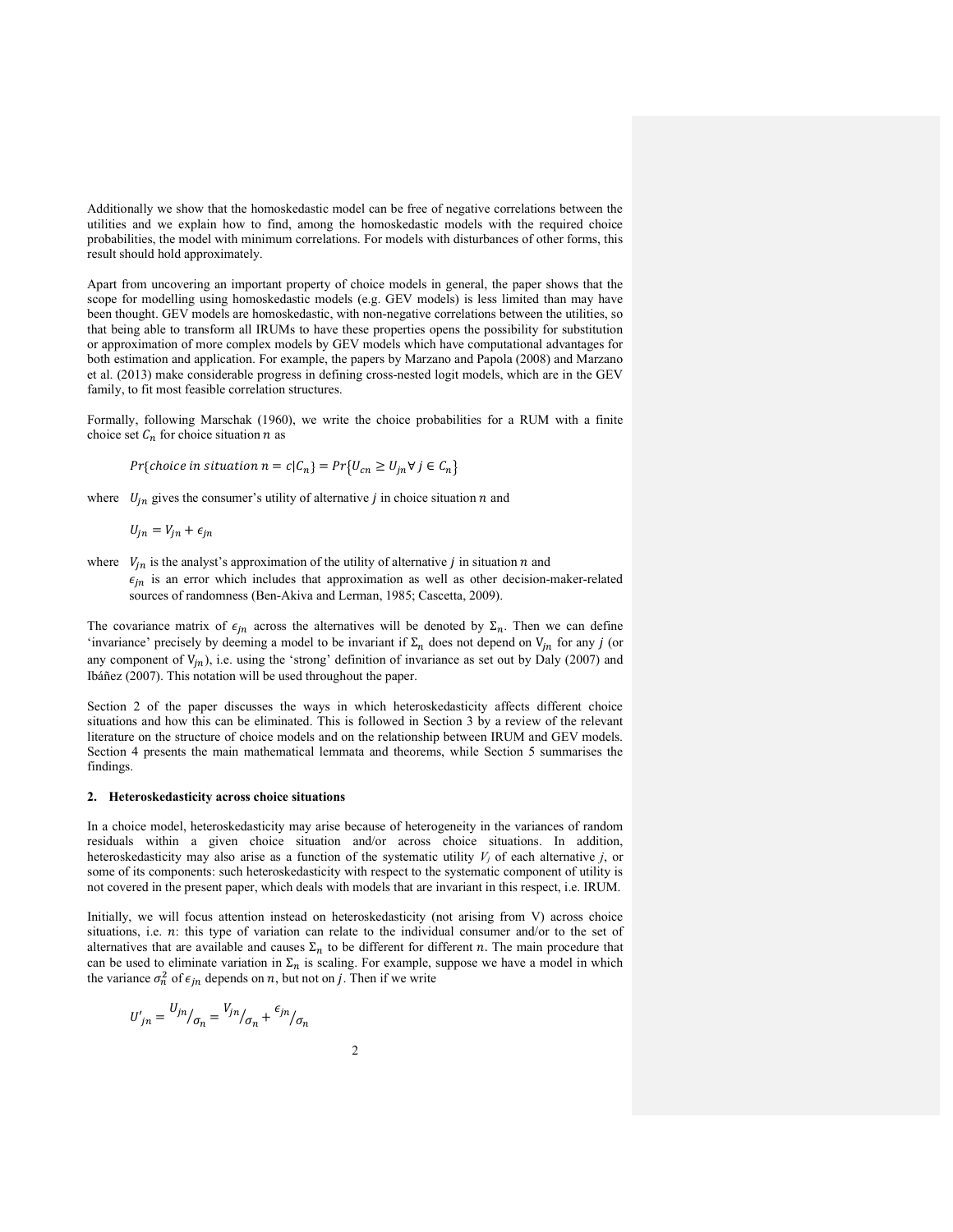Additionally we show that the homoskedastic model can be free of negative correlations between the utilities and we explain how to find, among the homoskedastic models with the required choice probabilities, the model with minimum correlations. For models with disturbances of other forms, this result should hold approximately.

Apart from uncovering an important property of choice models in general, the paper shows that the scope for modelling using homoskedastic models (e.g. GEV models) is less limited than may have been thought. GEV models are homoskedastic, with non-negative correlations between the utilities, so that being able to transform all IRUMs to have these properties opens the possibility for substitution or approximation of more complex models by GEV models which have computational advantages for both estimation and application. For example, the papers by Marzano and Papola (2008) and Marzano et al. (2013) make considerable progress in defining cross-nested logit models, which are in the GEV family, to fit most feasible correlation structures.

Formally, following Marschak (1960), we write the choice probabilities for a RUM with a finite choice set $C_n$ for choice situation $n$ as

$$Pr\{choice\ in\ situation\ n = c|C_n\} = Pr\{U_{cn} \geq U_{jn} \forall\, j \in C_n\}$$

where $U_{jn}$ gives the consumer's utility of alternative $j$ in choice situation $n$ and

$$U_{jn} = V_{jn} + \epsilon_{jn}$$

where $V_{jn}$ is the analyst's approximation of the utility of alternative $j$ in situation $n$ and $\epsilon_{jn}$ is an error which includes that approximation as well as other decision-maker-related sources of randomness (Ben-Akiva and Lerman, 1985; Cascetta, 2009).

The covariance matrix of $\epsilon_{jn}$ across the alternatives will be denoted by $\Sigma_n$. Then we can define 'invariance' precisely by deeming a model to be invariant if $\Sigma_n$ does not depend on $V_{jn}$ for any $j$ (or any component of $V_{jn}$), i.e. using the 'strong' definition of invariance as set out by Daly (2007) and Ibáñez (2007). This notation will be used throughout the paper.

Section 2 of the paper discusses the ways in which heteroskedasticity affects different choice situations and how this can be eliminated. This is followed in Section 3 by a review of the relevant literature on the structure of choice models and on the relationship between IRUM and GEV models. Section 4 presents the main mathematical lemmata and theorems, while Section 5 summarises the findings.

## 2. Heteroskedasticity across choice situations

In a choice model, heteroskedasticity may arise because of heterogeneity in the variances of random residuals within a given choice situation and/or across choice situations. In addition, heteroskedasticity may also arise as a function of the systematic utility $V_j$ of each alternative $j$, or some of its components: such heteroskedasticity with respect to the systematic component of utility is not covered in the present paper, which deals with models that are invariant in this respect, i.e. IRUM.

Initially, we will focus attention instead on heteroskedasticity (not arising from V) across choice situations, i.e. $n$: this type of variation can relate to the individual consumer and/or to the set of alternatives that are available and causes $\Sigma_n$ to be different for different $n$. The main procedure that can be used to eliminate variation in $\Sigma_n$ is scaling. For example, suppose we have a model in which the variance $\sigma_n^2$ of $\epsilon_{jn}$ depends on $n$, but not on $j$. Then if we write

$$U'_{jn} = {U_{jn}}/{\sigma_n} = {V_{jn}}/{\sigma_n} + {\epsilon_{jn}}/{\sigma_n}$$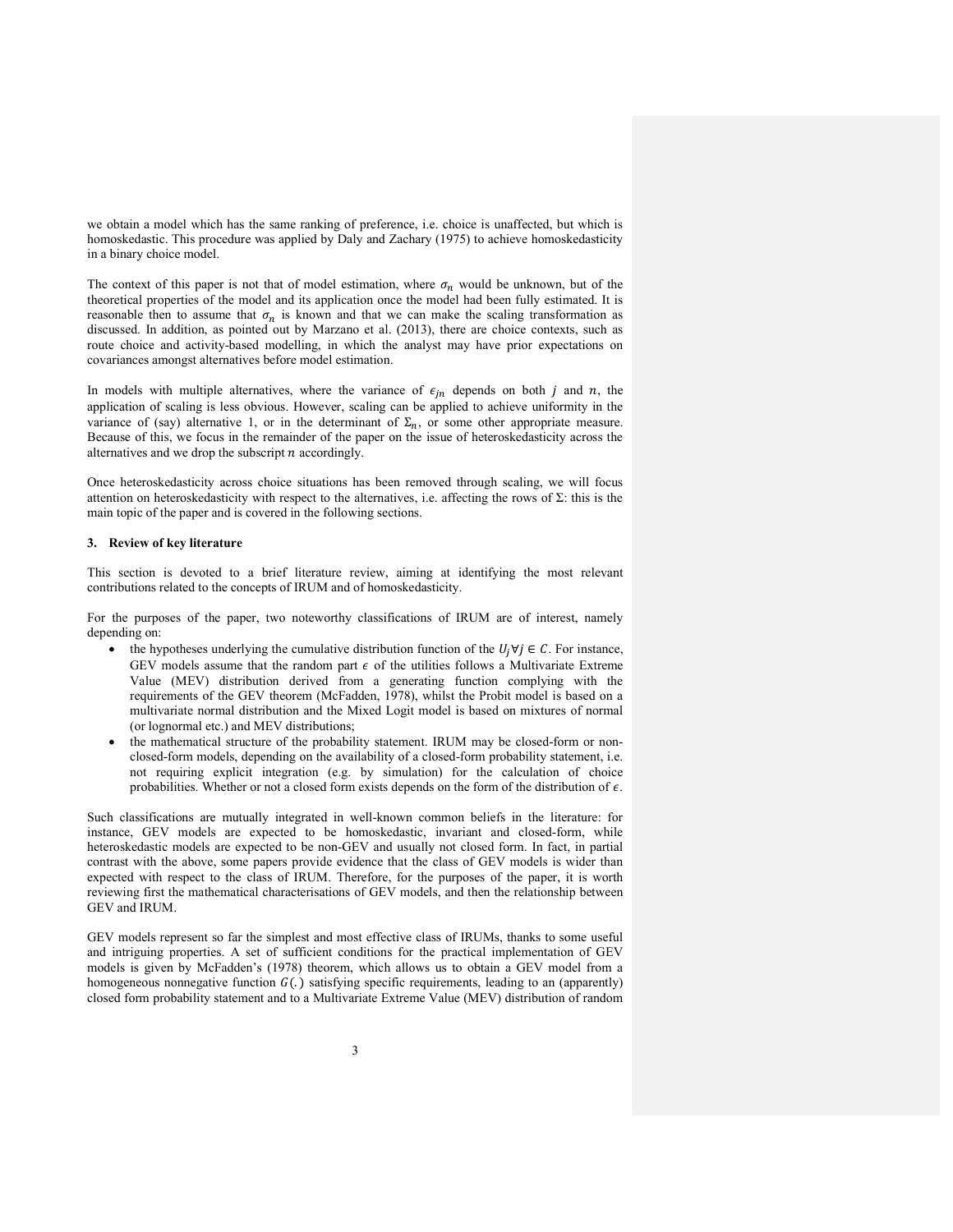we obtain a model which has the same ranking of preference, i.e. choice is unaffected, but which is homoskedastic. This procedure was applied by Daly and Zachary (1975) to achieve homoskedasticity in a binary choice model.

The context of this paper is not that of model estimation, where $\sigma_n$ would be unknown, but of the theoretical properties of the model and its application once the model had been fully estimated. It is reasonable then to assume that $\sigma_n$ is known and that we can make the scaling transformation as discussed. In addition, as pointed out by Marzano et al. (2013), there are choice contexts, such as route choice and activity-based modelling, in which the analyst may have prior expectations on covariances amongst alternatives before model estimation.

In models with multiple alternatives, where the variance of $\epsilon_{jn}$ depends on both $j$ and $n$, the application of scaling is less obvious. However, scaling can be applied to achieve uniformity in the variance of (say) alternative 1, or in the determinant of $\Sigma_n$, or some other appropriate measure. Because of this, we focus in the remainder of the paper on the issue of heteroskedasticity across the alternatives and we drop the subscript $n$ accordingly.

Once heteroskedasticity across choice situations has been removed through scaling, we will focus attention on heteroskedasticity with respect to the alternatives, i.e. affecting the rows of $\Sigma$: this is the main topic of the paper and is covered in the following sections.

## 3. Review of key literature

This section is devoted to a brief literature review, aiming at identifying the most relevant contributions related to the concepts of IRUM and of homoskedasticity.

For the purposes of the paper, two noteworthy classifications of IRUM are of interest, namely depending on:

- the hypotheses underlying the cumulative distribution function of the $U_j \forall j \in C$. For instance, GEV models assume that the random part $\epsilon$ of the utilities follows a Multivariate Extreme Value (MEV) distribution derived from a generating function complying with the requirements of the GEV theorem (McFadden, 1978), whilst the Probit model is based on a multivariate normal distribution and the Mixed Logit model is based on mixtures of normal (or lognormal etc.) and MEV distributions;
- the mathematical structure of the probability statement. IRUM may be closed-form or non-closed-form models, depending on the availability of a closed-form probability statement, i.e. not requiring explicit integration (e.g. by simulation) for the calculation of choice probabilities. Whether or not a closed form exists depends on the form of the distribution of $\epsilon$.

Such classifications are mutually integrated in well-known common beliefs in the literature: for instance, GEV models are expected to be homoskedastic, invariant and closed-form, while heteroskedastic models are expected to be non-GEV and usually not closed form. In fact, in partial contrast with the above, some papers provide evidence that the class of GEV models is wider than expected with respect to the class of IRUM. Therefore, for the purposes of the paper, it is worth reviewing first the mathematical characterisations of GEV models, and then the relationship between GEV and IRUM.

GEV models represent so far the simplest and most effective class of IRUMs, thanks to some useful and intriguing properties. A set of sufficient conditions for the practical implementation of GEV models is given by McFadden's (1978) theorem, which allows us to obtain a GEV model from a homogeneous nonnegative function $G(.)$ satisfying specific requirements, leading to an (apparently) closed form probability statement and to a Multivariate Extreme Value (MEV) distribution of random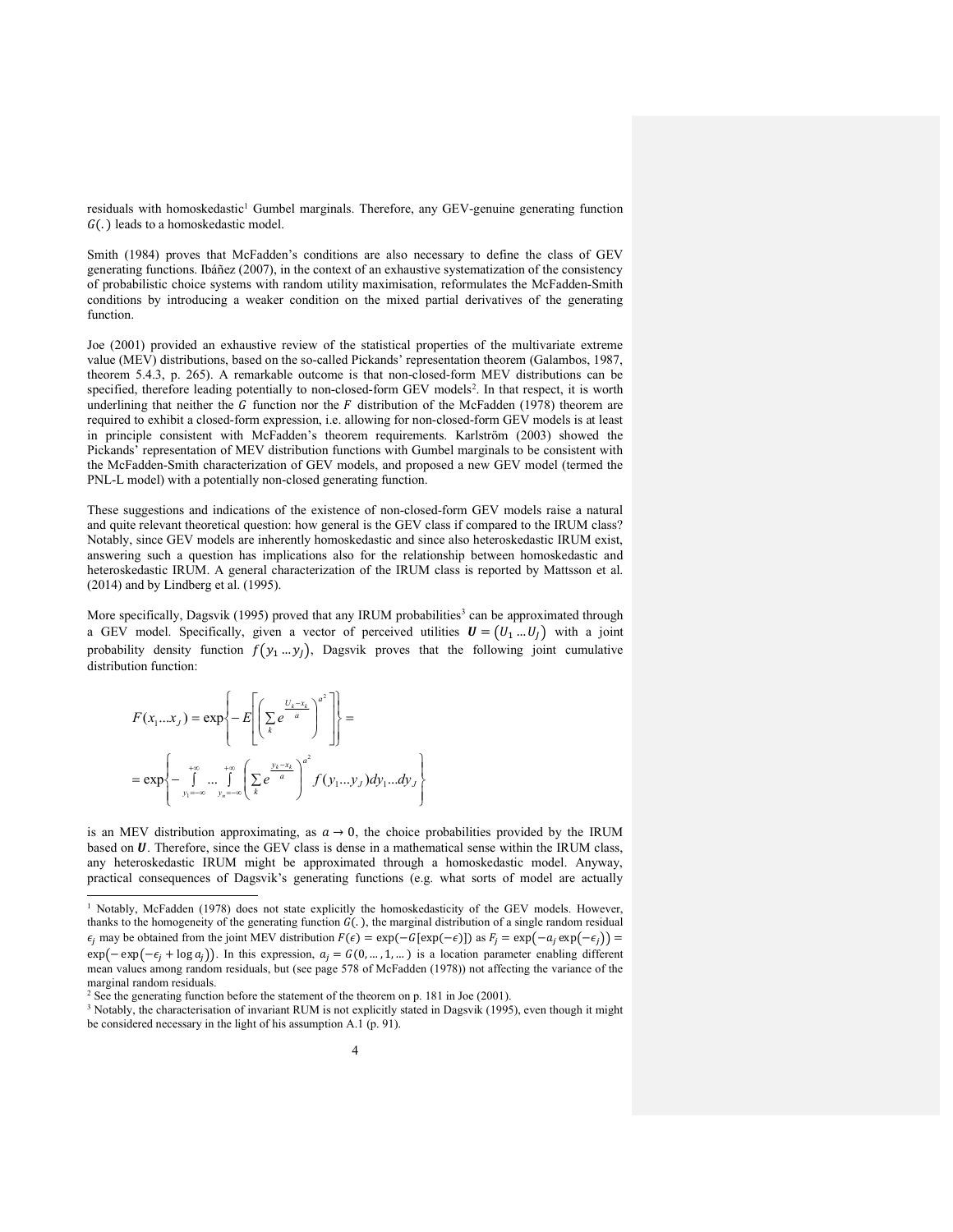residuals with homoskedastic[1] Gumbel marginals. Therefore, any GEV-genuine generating function $G(.)$ leads to a homoskedastic model.

Smith (1984) proves that McFadden's conditions are also necessary to define the class of GEV generating functions. Ibáñez (2007), in the context of an exhaustive systematization of the consistency of probabilistic choice systems with random utility maximisation, reformulates the McFadden-Smith conditions by introducing a weaker condition on the mixed partial derivatives of the generating function.

Joe (2001) provided an exhaustive review of the statistical properties of the multivariate extreme value (MEV) distributions, based on the so-called Pickands' representation theorem (Galambos, 1987, theorem 5.4.3, p. 265). A remarkable outcome is that non-closed-form MEV distributions can be specified, therefore leading potentially to non-closed-form GEV models[2]. In that respect, it is worth underlining that neither the $G$ function nor the $F$ distribution of the McFadden (1978) theorem are required to exhibit a closed-form expression, i.e. allowing for non-closed-form GEV models is at least in principle consistent with McFadden's theorem requirements. Karlström (2003) showed the Pickands' representation of MEV distribution functions with Gumbel marginals to be consistent with the McFadden-Smith characterization of GEV models, and proposed a new GEV model (termed the PNL-L model) with a potentially non-closed generating function.

These suggestions and indications of the existence of non-closed-form GEV models raise a natural and quite relevant theoretical question: how general is the GEV class if compared to the IRUM class? Notably, since GEV models are inherently homoskedastic and since also heteroskedastic IRUM exist, answering such a question has implications also for the relationship between homoskedastic and heteroskedastic IRUM. A general characterization of the IRUM class is reported by Mattsson et al. (2014) and by Lindberg et al. (1995).

More specifically, Dagsvik (1995) proved that any IRUM probabilities[3] can be approximated through a GEV model. Specifically, given a vector of perceived utilities $\boldsymbol{U} = (U_1 \dots U_J)$ with a joint probability density function $f(y_1 \dots y_J)$, Dagsvik proves that the following joint cumulative distribution function:

$$F(x_1 \dots x_J) = \exp\left\{ -E\left[ \left( \sum_k e^{\frac{U_k - x_k}{a}} \right)^{a^2} \right] \right\} =$$

$$= \exp\left\{ -\int_{y_1=-\infty}^{+\infty} \dots \int_{y_n=-\infty}^{+\infty} \left( \sum_k e^{\frac{y_k - x_k}{a}} \right)^{a^2} f(y_1 \dots y_J) dy_1 \dots dy_J \right\}$$

is an MEV distribution approximating, as $a \to 0$, the choice probabilities provided by the IRUM based on $\boldsymbol{U}$. Therefore, since the GEV class is dense in a mathematical sense within the IRUM class, any heteroskedastic IRUM might be approximated through a homoskedastic model. Anyway, practical consequences of Dagsvik's generating functions (e.g. what sorts of model are actually

---

[1] Notably, McFadden (1978) does not state explicitly the homoskedasticity of the GEV models. However, thanks to the homogeneity of the generating function $G(.)$, the marginal distribution of a single random residual $\epsilon_j$ may be obtained from the joint MEV distribution $F(\epsilon) = \exp(-G[\exp(-\epsilon)])$ as $F_j = \exp(-a_j \exp(-\epsilon_j)) = \exp(-\exp(-\epsilon_j + \log a_j))$. In this expression, $a_j = G(0, \dots, 1, \dots)$ is a location parameter enabling different mean values among random residuals, but (see page 578 of McFadden (1978)) not affecting the variance of the marginal random residuals.

[2] See the generating function before the statement of the theorem on p. 181 in Joe (2001).

[3] Notably, the characterisation of invariant RUM is not explicitly stated in Dagsvik (1995), even though it might be considered necessary in the light of his assumption A.1 (p. 91).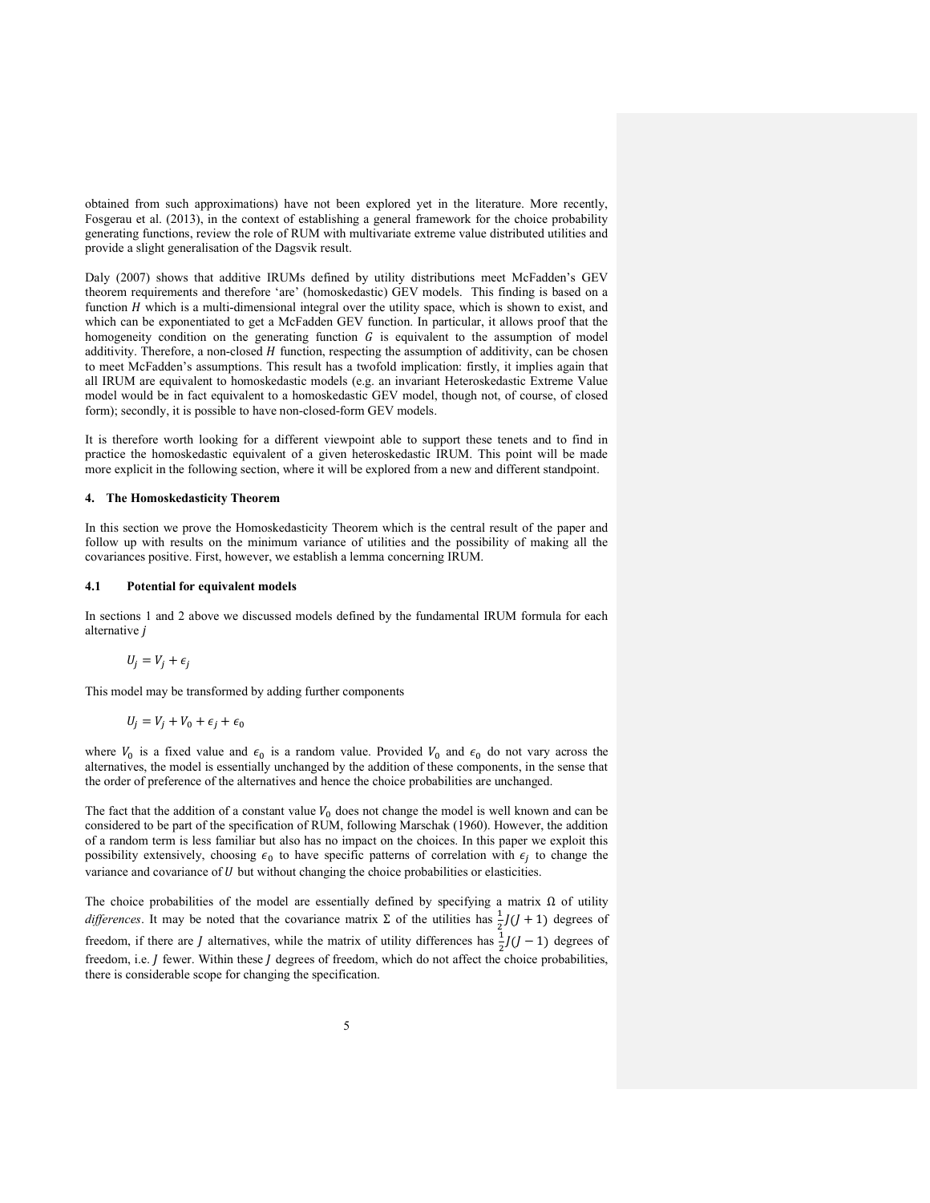obtained from such approximations) have not been explored yet in the literature. More recently, Fosgerau et al. (2013), in the context of establishing a general framework for the choice probability generating functions, review the role of RUM with multivariate extreme value distributed utilities and provide a slight generalisation of the Dagsvik result.

Daly (2007) shows that additive IRUMs defined by utility distributions meet McFadden's GEV theorem requirements and therefore 'are' (homoskedastic) GEV models. This finding is based on a function $H$ which is a multi-dimensional integral over the utility space, which is shown to exist, and which can be exponentiated to get a McFadden GEV function. In particular, it allows proof that the homogeneity condition on the generating function $G$ is equivalent to the assumption of model additivity. Therefore, a non-closed $H$ function, respecting the assumption of additivity, can be chosen to meet McFadden's assumptions. This result has a twofold implication: firstly, it implies again that all IRUM are equivalent to homoskedastic models (e.g. an invariant Heteroskedastic Extreme Value model would be in fact equivalent to a homoskedastic GEV model, though not, of course, of closed form); secondly, it is possible to have non-closed-form GEV models.

It is therefore worth looking for a different viewpoint able to support these tenets and to find in practice the homoskedastic equivalent of a given heteroskedastic IRUM. This point will be made more explicit in the following section, where it will be explored from a new and different standpoint.

## 4. The Homoskedasticity Theorem

In this section we prove the Homoskedasticity Theorem which is the central result of the paper and follow up with results on the minimum variance of utilities and the possibility of making all the covariances positive. First, however, we establish a lemma concerning IRUM.

### 4.1 Potential for equivalent models

In sections 1 and 2 above we discussed models defined by the fundamental IRUM formula for each alternative *j*

$$U_j = V_j + \epsilon_j$$

This model may be transformed by adding further components

$$U_j = V_j + V_0 + \epsilon_j + \epsilon_0$$

where $V_0$ is a fixed value and $\epsilon_0$ is a random value. Provided $V_0$ and $\epsilon_0$ do not vary across the alternatives, the model is essentially unchanged by the addition of these components, in the sense that the order of preference of the alternatives and hence the choice probabilities are unchanged.

The fact that the addition of a constant value $V_0$ does not change the model is well known and can be considered to be part of the specification of RUM, following Marschak (1960). However, the addition of a random term is less familiar but also has no impact on the choices. In this paper we exploit this possibility extensively, choosing $\epsilon_0$ to have specific patterns of correlation with $\epsilon_j$ to change the variance and covariance of $U$ but without changing the choice probabilities or elasticities.

The choice probabilities of the model are essentially defined by specifying a matrix $\Omega$ of utility *differences*. It may be noted that the covariance matrix $\Sigma$ of the utilities has $\frac{1}{2}J(J+1)$ degrees of freedom, if there are $J$ alternatives, while the matrix of utility differences has $\frac{1}{2}J(J-1)$ degrees of freedom, i.e. $J$ fewer. Within these $J$ degrees of freedom, which do not affect the choice probabilities, there is considerable scope for changing the specification.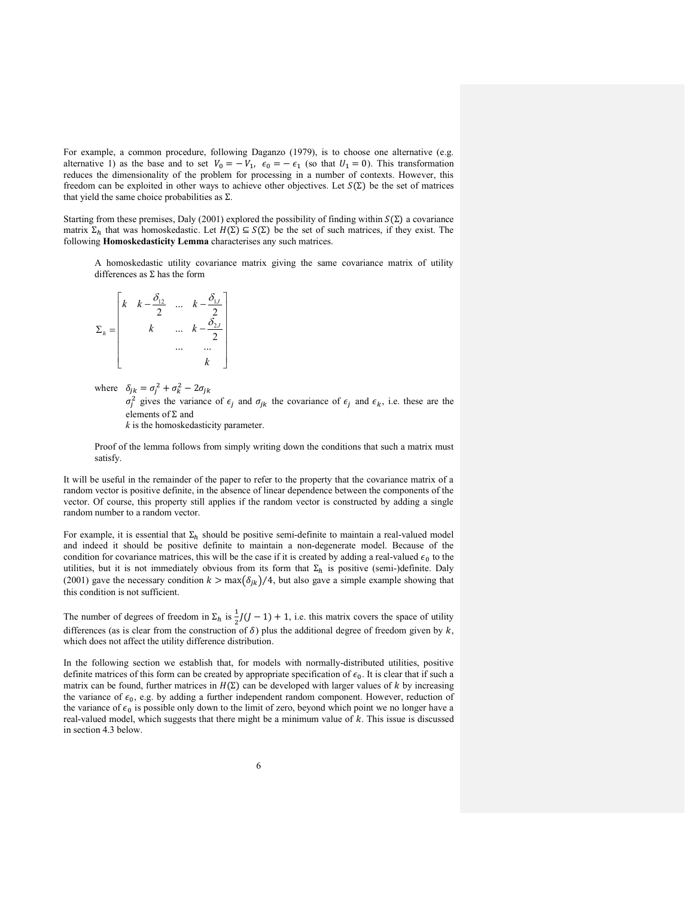For example, a common procedure, following Daganzo (1979), is to choose one alternative (e.g. alternative 1) as the base and to set $V_0 = -V_1$, $\epsilon_0 = -\epsilon_1$ (so that $U_1 = 0$). This transformation reduces the dimensionality of the problem for processing in a number of contexts. However, this freedom can be exploited in other ways to achieve other objectives. Let $S(\Sigma)$ be the set of matrices that yield the same choice probabilities as $\Sigma$.

Starting from these premises, Daly (2001) explored the possibility of finding within $S(\Sigma)$ a covariance matrix $\Sigma_h$ that was homoskedastic. Let $H(\Sigma) \subseteq S(\Sigma)$ be the set of such matrices, if they exist. The following **Homoskedasticity Lemma** characterises any such matrices.

> A homoskedastic utility covariance matrix giving the same covariance matrix of utility differences as $\Sigma$ has the form
>
> $$\Sigma_h = \begin{bmatrix} k & k - \frac{\delta_{12}}{2} & \ldots & k - \frac{\delta_{1J}}{2} \\ & k & \ldots & k - \frac{\delta_{2J}}{2} \\ & & \ldots & \ldots \\ & & & k \end{bmatrix}$$
>
> where $\delta_{jk} = \sigma_j^2 + \sigma_k^2 - 2\sigma_{jk}$
>
> $\sigma_j^2$ gives the variance of $\epsilon_j$ and $\sigma_{jk}$ the covariance of $\epsilon_j$ and $\epsilon_k$, i.e. these are the elements of $\Sigma$ and
>
> $k$ is the homoskedasticity parameter.
>
> Proof of the lemma follows from simply writing down the conditions that such a matrix must satisfy.

It will be useful in the remainder of the paper to refer to the property that the covariance matrix of a random vector is positive definite, in the absence of linear dependence between the components of the vector. Of course, this property still applies if the random vector is constructed by adding a single random number to a random vector.

For example, it is essential that $\Sigma_h$ should be positive semi-definite to maintain a real-valued model and indeed it should be positive definite to maintain a non-degenerate model. Because of the condition for covariance matrices, this will be the case if it is created by adding a real-valued $\epsilon_0$ to the utilities, but it is not immediately obvious from its form that $\Sigma_h$ is positive (semi-)definite. Daly (2001) gave the necessary condition $k > \max(\delta_{jk})/4$, but also gave a simple example showing that this condition is not sufficient.

The number of degrees of freedom in $\Sigma_h$ is $\frac{1}{2}J(J-1)+1$, i.e. this matrix covers the space of utility differences (as is clear from the construction of $\delta$) plus the additional degree of freedom given by $k$, which does not affect the utility difference distribution.

In the following section we establish that, for models with normally-distributed utilities, positive definite matrices of this form can be created by appropriate specification of $\epsilon_0$. It is clear that if such a matrix can be found, further matrices in $H(\Sigma)$ can be developed with larger values of $k$ by increasing the variance of $\epsilon_0$, e.g. by adding a further independent random component. However, reduction of the variance of $\epsilon_0$ is possible only down to the limit of zero, beyond which point we no longer have a real-valued model, which suggests that there might be a minimum value of $k$. This issue is discussed in section 4.3 below.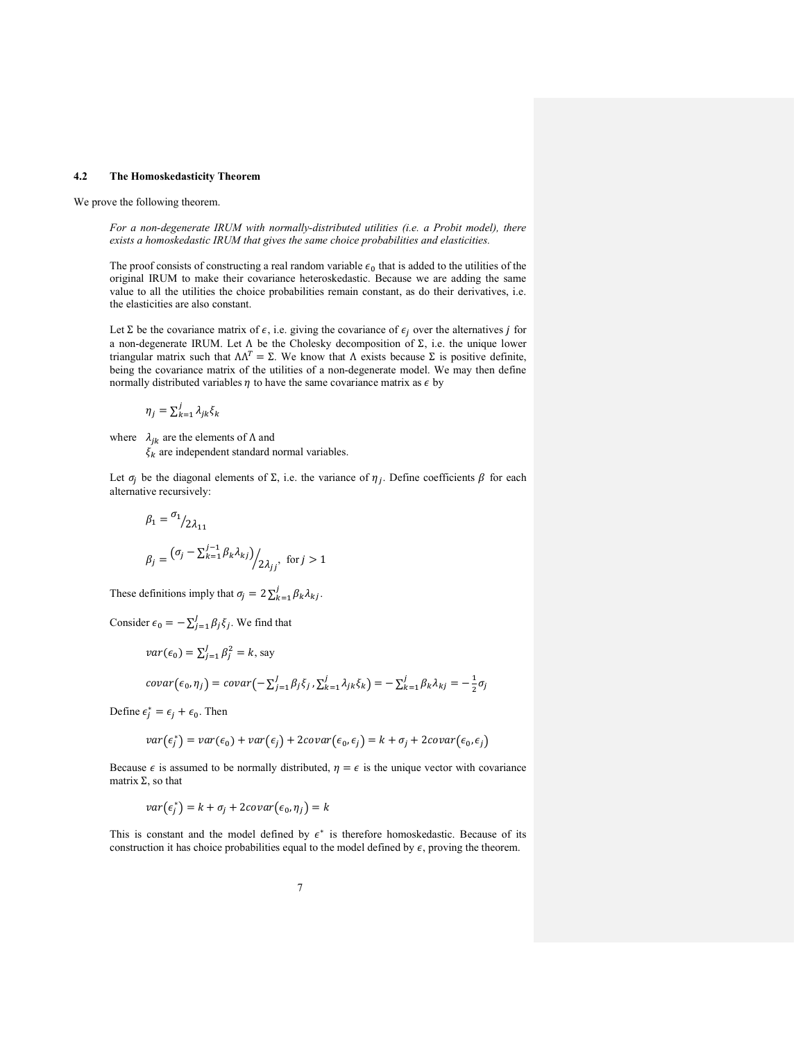### 4.2 The Homoskedasticity Theorem

We prove the following theorem.

*For a non-degenerate IRUM with normally-distributed utilities (i.e. a Probit model), there exists a homoskedastic IRUM that gives the same choice probabilities and elasticities.*

The proof consists of constructing a real random variable $\epsilon_0$ that is added to the utilities of the original IRUM to make their covariance heteroskedastic. Because we are adding the same value to all the utilities the choice probabilities remain constant, as do their derivatives, i.e. the elasticities are also constant.

Let $\Sigma$ be the covariance matrix of $\epsilon$, i.e. giving the covariance of $\epsilon_j$ over the alternatives $j$ for a non-degenerate IRUM. Let $\Lambda$ be the Cholesky decomposition of $\Sigma$, i.e. the unique lower triangular matrix such that $\Lambda\Lambda^T = \Sigma$. We know that $\Lambda$ exists because $\Sigma$ is positive definite, being the covariance matrix of the utilities of a non-degenerate model. We may then define normally distributed variables $\eta$ to have the same covariance matrix as $\epsilon$ by

$$\eta_j = \sum_{k=1}^{j} \lambda_{jk} \xi_k$$

where $\lambda_{jk}$ are the elements of $\Lambda$ and
$\xi_k$ are independent standard normal variables.

Let $\sigma_j$ be the diagonal elements of $\Sigma$, i.e. the variance of $\eta_j$. Define coefficients $\beta$ for each alternative recursively:

$$\beta_1 = \sigma_1 \big/ 2\lambda_{11}$$

$$\beta_j = \left(\sigma_j - \sum_{k=1}^{j-1} \beta_k \lambda_{kj}\right) \Big/ 2\lambda_{jj}, \quad \text{for } j > 1$$

These definitions imply that $\sigma_j = 2\sum_{k=1}^{j} \beta_k \lambda_{kj}$.

Consider $\epsilon_0 = -\sum_{j=1}^{J} \beta_j \xi_j$. We find that

$$var(\epsilon_0) = \sum_{j=1}^{J} \beta_j^2 = k, \text{ say}$$

$$covar(\epsilon_0, \eta_j) = covar\left(-\sum_{j=1}^{J} \beta_j \xi_j, \sum_{k=1}^{j} \lambda_{jk} \xi_k\right) = -\sum_{k=1}^{j} \beta_k \lambda_{kj} = -\frac{1}{2}\sigma_j$$

Define $\epsilon_j^* = \epsilon_j + \epsilon_0$. Then

$$var(\epsilon_j^*) = var(\epsilon_0) + var(\epsilon_j) + 2covar(\epsilon_0, \epsilon_j) = k + \sigma_j + 2covar(\epsilon_0, \epsilon_j)$$

Because $\epsilon$ is assumed to be normally distributed, $\eta = \epsilon$ is the unique vector with covariance matrix $\Sigma$, so that

$$var(\epsilon_j^*) = k + \sigma_j + 2covar(\epsilon_0, \eta_j) = k$$

This is constant and the model defined by $\epsilon^*$ is therefore homoskedastic. Because of its construction it has choice probabilities equal to the model defined by $\epsilon$, proving the theorem.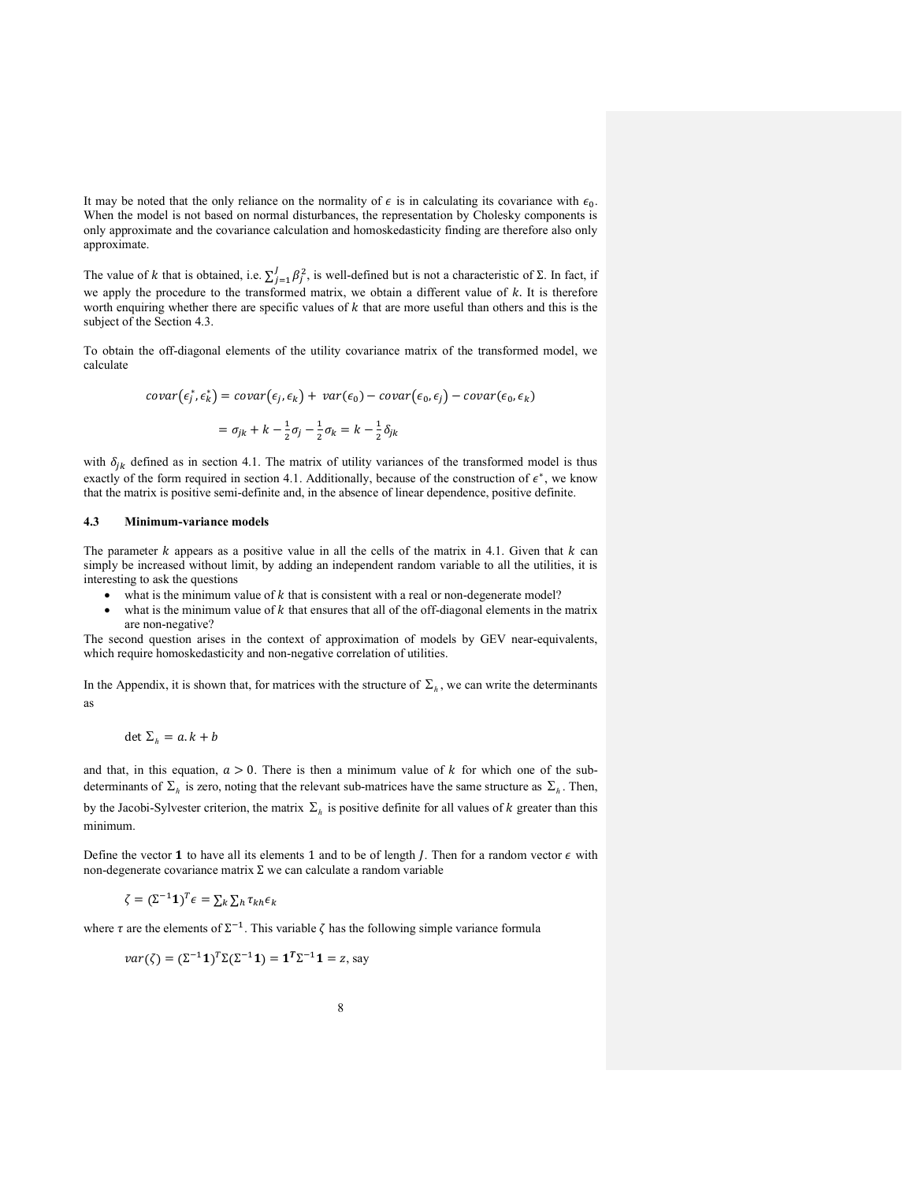It may be noted that the only reliance on the normality of $\epsilon$ is in calculating its covariance with $\epsilon_0$. When the model is not based on normal disturbances, the representation by Cholesky components is only approximate and the covariance calculation and homoskedasticity finding are therefore also only approximate.

The value of $k$ that is obtained, i.e. $\sum_{j=1}^{J}\beta_j^2$, is well-defined but is not a characteristic of $\Sigma$. In fact, if we apply the procedure to the transformed matrix, we obtain a different value of $k$. It is therefore worth enquiring whether there are specific values of $k$ that are more useful than others and this is the subject of the Section 4.3.

To obtain the off-diagonal elements of the utility covariance matrix of the transformed model, we calculate

$$covar(\epsilon_j^*, \epsilon_k^*) = covar(\epsilon_j, \epsilon_k) + var(\epsilon_0) - covar(\epsilon_0, \epsilon_j) - covar(\epsilon_0, \epsilon_k)$$

$$= \sigma_{jk} + k - \tfrac{1}{2}\sigma_j - \tfrac{1}{2}\sigma_k = k - \tfrac{1}{2}\delta_{jk}$$

with $\delta_{jk}$ defined as in section 4.1. The matrix of utility variances of the transformed model is thus exactly of the form required in section 4.1. Additionally, because of the construction of $\epsilon^*$, we know that the matrix is positive semi-definite and, in the absence of linear dependence, positive definite.

### 4.3 Minimum-variance models

The parameter $k$ appears as a positive value in all the cells of the matrix in 4.1. Given that $k$ can simply be increased without limit, by adding an independent random variable to all the utilities, it is interesting to ask the questions

- what is the minimum value of $k$ that is consistent with a real or non-degenerate model?
- what is the minimum value of $k$ that ensures that all of the off-diagonal elements in the matrix are non-negative?

The second question arises in the context of approximation of models by GEV near-equivalents, which require homoskedasticity and non-negative correlation of utilities.

In the Appendix, it is shown that, for matrices with the structure of $\Sigma_h$, we can write the determinants as

$$\det \Sigma_h = a.k + b$$

and that, in this equation, $a > 0$. There is then a minimum value of $k$ for which one of the sub-determinants of $\Sigma_h$ is zero, noting that the relevant sub-matrices have the same structure as $\Sigma_h$. Then, by the Jacobi-Sylvester criterion, the matrix $\Sigma_h$ is positive definite for all values of $k$ greater than this minimum.

Define the vector $\mathbf{1}$ to have all its elements 1 and to be of length $J$. Then for a random vector $\epsilon$ with non-degenerate covariance matrix $\Sigma$ we can calculate a random variable

$$\zeta = (\Sigma^{-1}\mathbf{1})^T\epsilon = \textstyle\sum_k\sum_h \tau_{kh}\epsilon_k$$

where $\tau$ are the elements of $\Sigma^{-1}$. This variable $\zeta$ has the following simple variance formula

$$var(\zeta) = (\Sigma^{-1}\mathbf{1})^T\Sigma(\Sigma^{-1}\mathbf{1}) = \mathbf{1}^T\Sigma^{-1}\mathbf{1} = z\text{, say}$$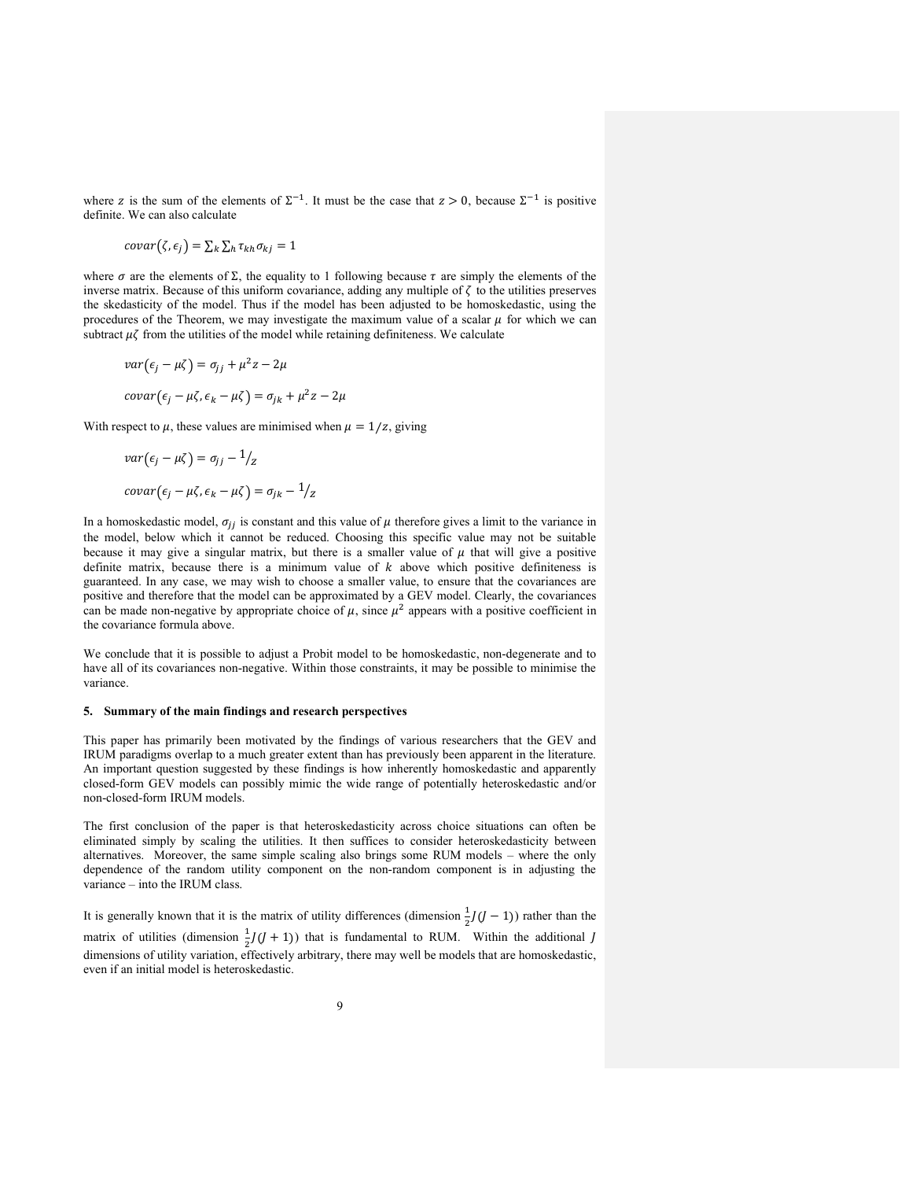where $z$ is the sum of the elements of $\Sigma^{-1}$. It must be the case that $z > 0$, because $\Sigma^{-1}$ is positive definite. We can also calculate

$$covar(\zeta, \epsilon_j) = \sum_k \sum_h \tau_{kh} \sigma_{kj} = 1$$

where $\sigma$ are the elements of $\Sigma$, the equality to 1 following because $\tau$ are simply the elements of the inverse matrix. Because of this uniform covariance, adding any multiple of $\zeta$ to the utilities preserves the skedasticity of the model. Thus if the model has been adjusted to be homoskedastic, using the procedures of the Theorem, we may investigate the maximum value of a scalar $\mu$ for which we can subtract $\mu\zeta$ from the utilities of the model while retaining definiteness. We calculate

$$var(\epsilon_j - \mu\zeta) = \sigma_{jj} + \mu^2 z - 2\mu$$

$$covar(\epsilon_j - \mu\zeta, \epsilon_k - \mu\zeta) = \sigma_{jk} + \mu^2 z - 2\mu$$

With respect to $\mu$, these values are minimised when $\mu = 1/z$, giving

$$var(\epsilon_j - \mu\zeta) = \sigma_{jj} - {}^{1}\!/_{z}$$

$$covar(\epsilon_j - \mu\zeta, \epsilon_k - \mu\zeta) = \sigma_{jk} - {}^{1}\!/_{z}$$

In a homoskedastic model, $\sigma_{jj}$ is constant and this value of $\mu$ therefore gives a limit to the variance in the model, below which it cannot be reduced. Choosing this specific value may not be suitable because it may give a singular matrix, but there is a smaller value of $\mu$ that will give a positive definite matrix, because there is a minimum value of $k$ above which positive definiteness is guaranteed. In any case, we may wish to choose a smaller value, to ensure that the covariances are positive and therefore that the model can be approximated by a GEV model. Clearly, the covariances can be made non-negative by appropriate choice of $\mu$, since $\mu^2$ appears with a positive coefficient in the covariance formula above.

We conclude that it is possible to adjust a Probit model to be homoskedastic, non-degenerate and to have all of its covariances non-negative. Within those constraints, it may be possible to minimise the variance.

## 5. Summary of the main findings and research perspectives

This paper has primarily been motivated by the findings of various researchers that the GEV and IRUM paradigms overlap to a much greater extent than has previously been apparent in the literature. An important question suggested by these findings is how inherently homoskedastic and apparently closed-form GEV models can possibly mimic the wide range of potentially heteroskedastic and/or non-closed-form IRUM models.

The first conclusion of the paper is that heteroskedasticity across choice situations can often be eliminated simply by scaling the utilities. It then suffices to consider heteroskedasticity between alternatives. Moreover, the same simple scaling also brings some RUM models – where the only dependence of the random utility component on the non-random component is in adjusting the variance – into the IRUM class.

It is generally known that it is the matrix of utility differences (dimension $\frac{1}{2}J(J-1)$) rather than the matrix of utilities (dimension $\frac{1}{2}J(J+1)$) that is fundamental to RUM. Within the additional $J$ dimensions of utility variation, effectively arbitrary, there may well be models that are homoskedastic, even if an initial model is heteroskedastic.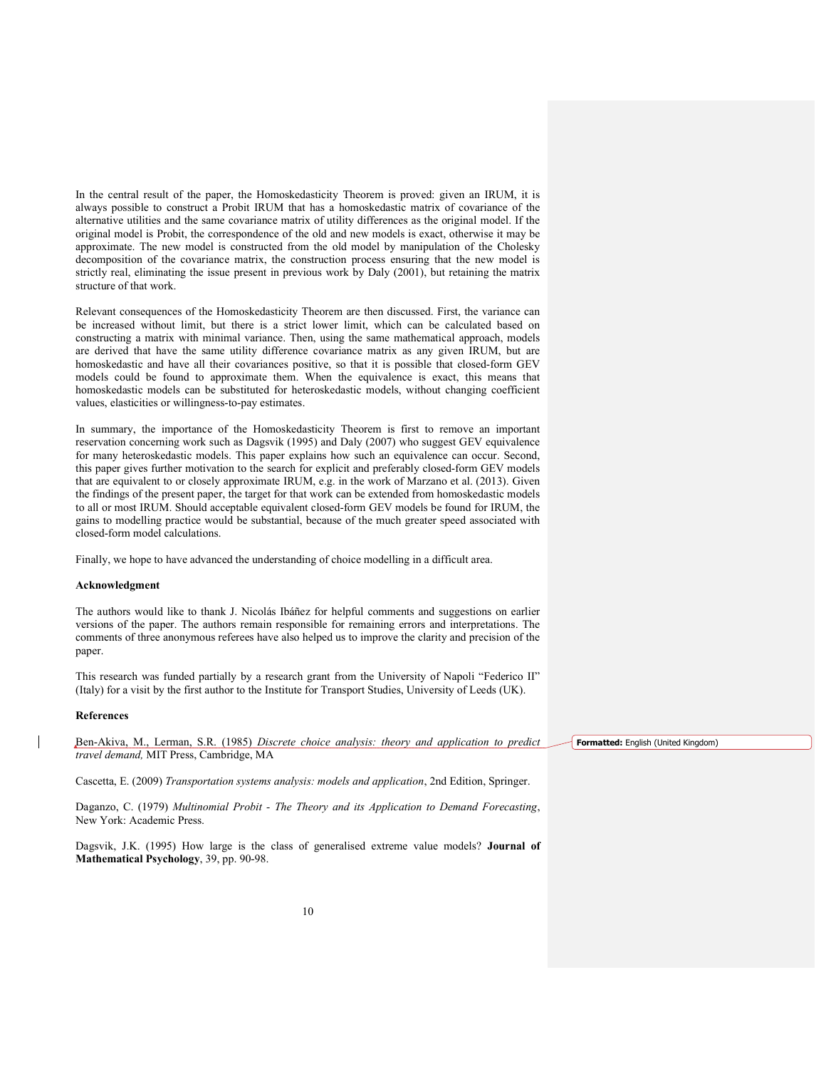In the central result of the paper, the Homoskedasticity Theorem is proved: given an IRUM, it is always possible to construct a Probit IRUM that has a homoskedastic matrix of covariance of the alternative utilities and the same covariance matrix of utility differences as the original model. If the original model is Probit, the correspondence of the old and new models is exact, otherwise it may be approximate. The new model is constructed from the old model by manipulation of the Cholesky decomposition of the covariance matrix, the construction process ensuring that the new model is strictly real, eliminating the issue present in previous work by Daly (2001), but retaining the matrix structure of that work.

Relevant consequences of the Homoskedasticity Theorem are then discussed. First, the variance can be increased without limit, but there is a strict lower limit, which can be calculated based on constructing a matrix with minimal variance. Then, using the same mathematical approach, models are derived that have the same utility difference covariance matrix as any given IRUM, but are homoskedastic and have all their covariances positive, so that it is possible that closed-form GEV models could be found to approximate them. When the equivalence is exact, this means that homoskedastic models can be substituted for heteroskedastic models, without changing coefficient values, elasticities or willingness-to-pay estimates.

In summary, the importance of the Homoskedasticity Theorem is first to remove an important reservation concerning work such as Dagsvik (1995) and Daly (2007) who suggest GEV equivalence for many heteroskedastic models. This paper explains how such an equivalence can occur. Second, this paper gives further motivation to the search for explicit and preferably closed-form GEV models that are equivalent to or closely approximate IRUM, e.g. in the work of Marzano et al. (2013). Given the findings of the present paper, the target for that work can be extended from homoskedastic models to all or most IRUM. Should acceptable equivalent closed-form GEV models be found for IRUM, the gains to modelling practice would be substantial, because of the much greater speed associated with closed-form model calculations.

Finally, we hope to have advanced the understanding of choice modelling in a difficult area.

**Acknowledgment**

The authors would like to thank J. Nicolás Ibáñez for helpful comments and suggestions on earlier versions of the paper. The authors remain responsible for remaining errors and interpretations. The comments of three anonymous referees have also helped us to improve the clarity and precision of the paper.

This research was funded partially by a research grant from the University of Napoli "Federico II" (Italy) for a visit by the first author to the Institute for Transport Studies, University of Leeds (UK).

**References**

Ben-Akiva, M., Lerman, S.R. (1985) *Discrete choice analysis: theory and application to predict travel demand,* MIT Press, Cambridge, MA

Cascetta, E. (2009) *Transportation systems analysis: models and application*, 2nd Edition, Springer.

Daganzo, C. (1979) *Multinomial Probit - The Theory and its Application to Demand Forecasting*, New York: Academic Press.

Dagsvik, J.K. (1995) How large is the class of generalised extreme value models? **Journal of Mathematical Psychology**, 39, pp. 90-98.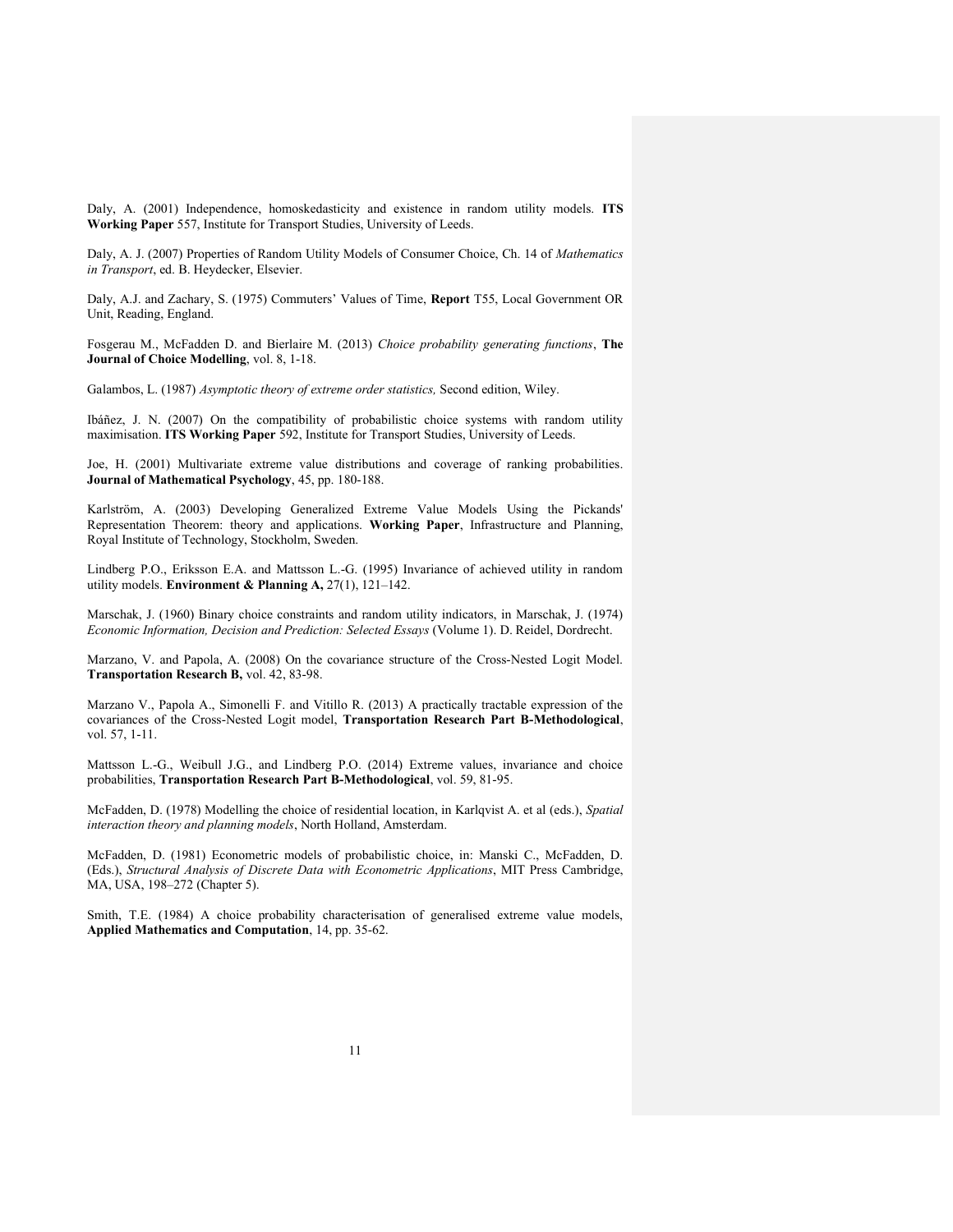Daly, A. (2001) Independence, homoskedasticity and existence in random utility models. **ITS Working Paper** 557, Institute for Transport Studies, University of Leeds.

Daly, A. J. (2007) Properties of Random Utility Models of Consumer Choice, Ch. 14 of *Mathematics in Transport*, ed. B. Heydecker, Elsevier.

Daly, A.J. and Zachary, S. (1975) Commuters' Values of Time, **Report** T55, Local Government OR Unit, Reading, England.

Fosgerau M., McFadden D. and Bierlaire M. (2013) *Choice probability generating functions*, **The Journal of Choice Modelling**, vol. 8, 1-18.

Galambos, L. (1987) *Asymptotic theory of extreme order statistics,* Second edition, Wiley.

Ibáñez, J. N. (2007) On the compatibility of probabilistic choice systems with random utility maximisation. **ITS Working Paper** 592, Institute for Transport Studies, University of Leeds.

Joe, H. (2001) Multivariate extreme value distributions and coverage of ranking probabilities. **Journal of Mathematical Psychology**, 45, pp. 180-188.

Karlström, A. (2003) Developing Generalized Extreme Value Models Using the Pickands' Representation Theorem: theory and applications. **Working Paper**, Infrastructure and Planning, Royal Institute of Technology, Stockholm, Sweden.

Lindberg P.O., Eriksson E.A. and Mattsson L.-G. (1995) Invariance of achieved utility in random utility models. **Environment & Planning A,** 27(1), 121–142.

Marschak, J. (1960) Binary choice constraints and random utility indicators, in Marschak, J. (1974) *Economic Information, Decision and Prediction: Selected Essays* (Volume 1). D. Reidel, Dordrecht.

Marzano, V. and Papola, A. (2008) On the covariance structure of the Cross-Nested Logit Model. **Transportation Research B,** vol. 42, 83-98.

Marzano V., Papola A., Simonelli F. and Vitillo R. (2013) A practically tractable expression of the covariances of the Cross-Nested Logit model, **Transportation Research Part B-Methodological**, vol. 57, 1-11.

Mattsson L.-G., Weibull J.G., and Lindberg P.O. (2014) Extreme values, invariance and choice probabilities, **Transportation Research Part B-Methodological**, vol. 59, 81-95.

McFadden, D. (1978) Modelling the choice of residential location, in Karlqvist A. et al (eds.), *Spatial interaction theory and planning models*, North Holland, Amsterdam.

McFadden, D. (1981) Econometric models of probabilistic choice, in: Manski C., McFadden, D. (Eds.), *Structural Analysis of Discrete Data with Econometric Applications*, MIT Press Cambridge, MA, USA, 198–272 (Chapter 5).

Smith, T.E. (1984) A choice probability characterisation of generalised extreme value models, **Applied Mathematics and Computation**, 14, pp. 35-62.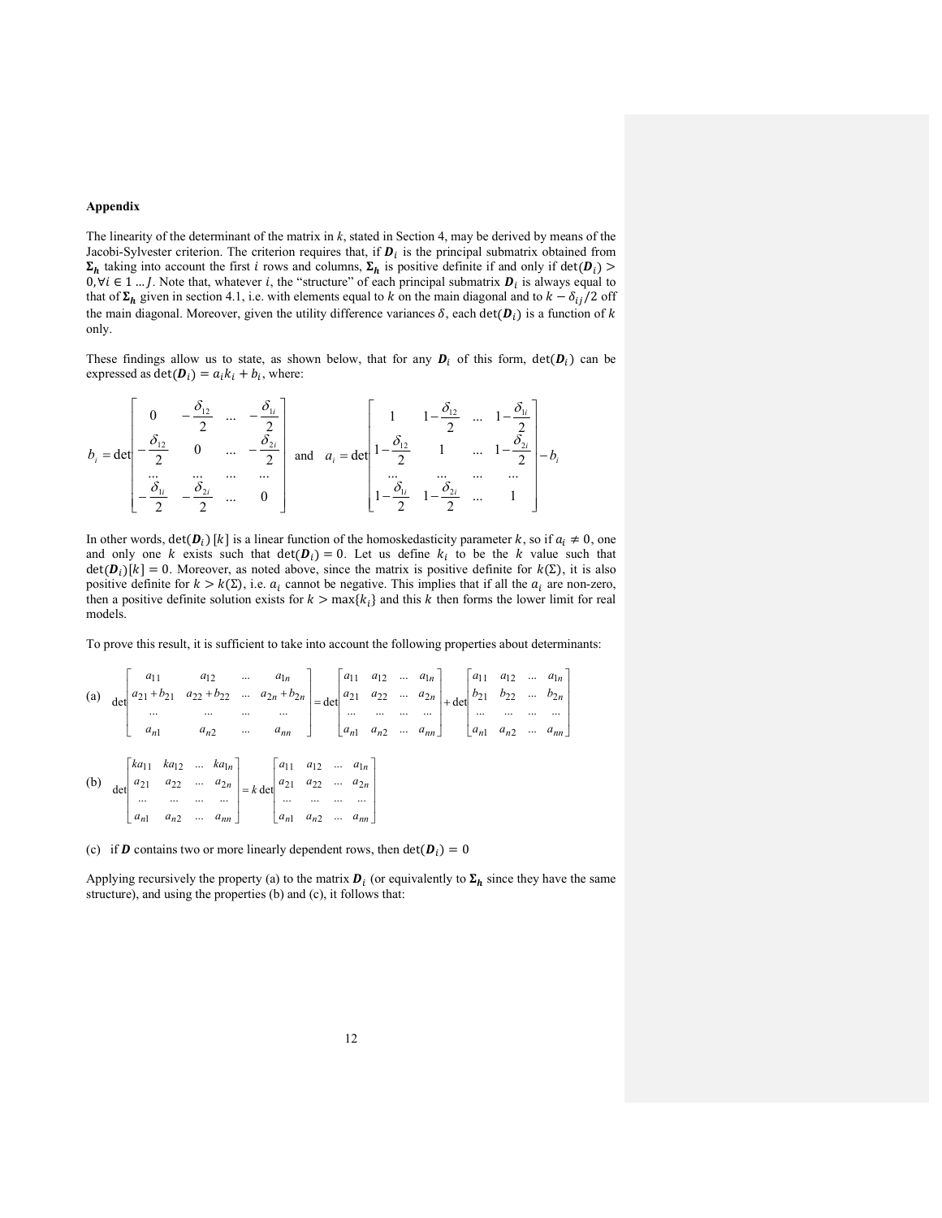**Appendix**

The linearity of the determinant of the matrix in $k$, stated in Section 4, may be derived by means of the Jacobi-Sylvester criterion. The criterion requires that, if $\boldsymbol{D}_i$ is the principal submatrix obtained from $\boldsymbol{\Sigma_h}$ taking into account the first $i$ rows and columns, $\boldsymbol{\Sigma_h}$ is positive definite if and only if $\det(\boldsymbol{D}_i) > 0, \forall i \in 1 \dots J$. Note that, whatever $i$, the "structure" of each principal submatrix $\boldsymbol{D}_i$ is always equal to that of $\boldsymbol{\Sigma_h}$ given in section 4.1, i.e. with elements equal to $k$ on the main diagonal and to $k - \delta_{ij}/2$ off the main diagonal. Moreover, given the utility difference variances $\delta$, each $\det(\boldsymbol{D}_i)$ is a function of $k$ only.

These findings allow us to state, as shown below, that for any $\boldsymbol{D}_i$ of this form, $\det(\boldsymbol{D}_i)$ can be expressed as $\det(\boldsymbol{D}_i) = a_i k_i + b_i$, where:

$$
b_i = \det\begin{bmatrix} 0 & -\frac{\delta_{12}}{2} & \dots & -\frac{\delta_{1i}}{2} \\ -\frac{\delta_{12}}{2} & 0 & \dots & -\frac{\delta_{2i}}{2} \\ \dots & \dots & \dots & \dots \\ -\frac{\delta_{1i}}{2} & -\frac{\delta_{2i}}{2} & \dots & 0 \end{bmatrix} \quad \text{and} \quad a_i = \det\begin{bmatrix} 1 & 1-\frac{\delta_{12}}{2} & \dots & 1-\frac{\delta_{1i}}{2} \\ 1-\frac{\delta_{12}}{2} & 1 & \dots & 1-\frac{\delta_{2i}}{2} \\ \dots & \dots & \dots & \dots \\ 1-\frac{\delta_{1i}}{2} & 1-\frac{\delta_{2i}}{2} & \dots & 1 \end{bmatrix} - b_i
$$

In other words, $\det(\boldsymbol{D}_i)\,[k]$ is a linear function of the homoskedasticity parameter $k$, so if $a_i \neq 0$, one and only one $k$ exists such that $\det(\boldsymbol{D}_i) = 0$. Let us define $k_i$ to be the $k$ value such that $\det(\boldsymbol{D}_i)[k] = 0$. Moreover, as noted above, since the matrix is positive definite for $k(\Sigma)$, it is also positive definite for $k > k(\Sigma)$, i.e. $a_i$ cannot be negative. This implies that if all the $a_i$ are non-zero, then a positive definite solution exists for $k > \max\{k_i\}$ and this $k$ then forms the lower limit for real models.

To prove this result, it is sufficient to take into account the following properties about determinants:

(a)
$$
\det\begin{bmatrix} a_{11} & a_{12} & \dots & a_{1n} \\ a_{21}+b_{21} & a_{22}+b_{22} & \dots & a_{2n}+b_{2n} \\ \dots & \dots & \dots & \dots \\ a_{n1} & a_{n2} & \dots & a_{nn} \end{bmatrix} = \det\begin{bmatrix} a_{11} & a_{12} & \dots & a_{1n} \\ a_{21} & a_{22} & \dots & a_{2n} \\ \dots & \dots & \dots & \dots \\ a_{n1} & a_{n2} & \dots & a_{nn} \end{bmatrix} + \det\begin{bmatrix} a_{11} & a_{12} & \dots & a_{1n} \\ b_{21} & b_{22} & \dots & b_{2n} \\ \dots & \dots & \dots & \dots \\ a_{n1} & a_{n2} & \dots & a_{nn} \end{bmatrix}
$$

(b)
$$
\det\begin{bmatrix} ka_{11} & ka_{12} & \dots & ka_{1n} \\ a_{21} & a_{22} & \dots & a_{2n} \\ \dots & \dots & \dots & \dots \\ a_{n1} & a_{n2} & \dots & a_{nn} \end{bmatrix} = k\det\begin{bmatrix} a_{11} & a_{12} & \dots & a_{1n} \\ a_{21} & a_{22} & \dots & a_{2n} \\ \dots & \dots & \dots & \dots \\ a_{n1} & a_{n2} & \dots & a_{nn} \end{bmatrix}
$$

(c) if $\boldsymbol{D}$ contains two or more linearly dependent rows, then $\det(\boldsymbol{D}_i) = 0$

Applying recursively the property (a) to the matrix $\boldsymbol{D}_i$ (or equivalently to $\boldsymbol{\Sigma_h}$ since they have the same structure), and using the properties (b) and (c), it follows that: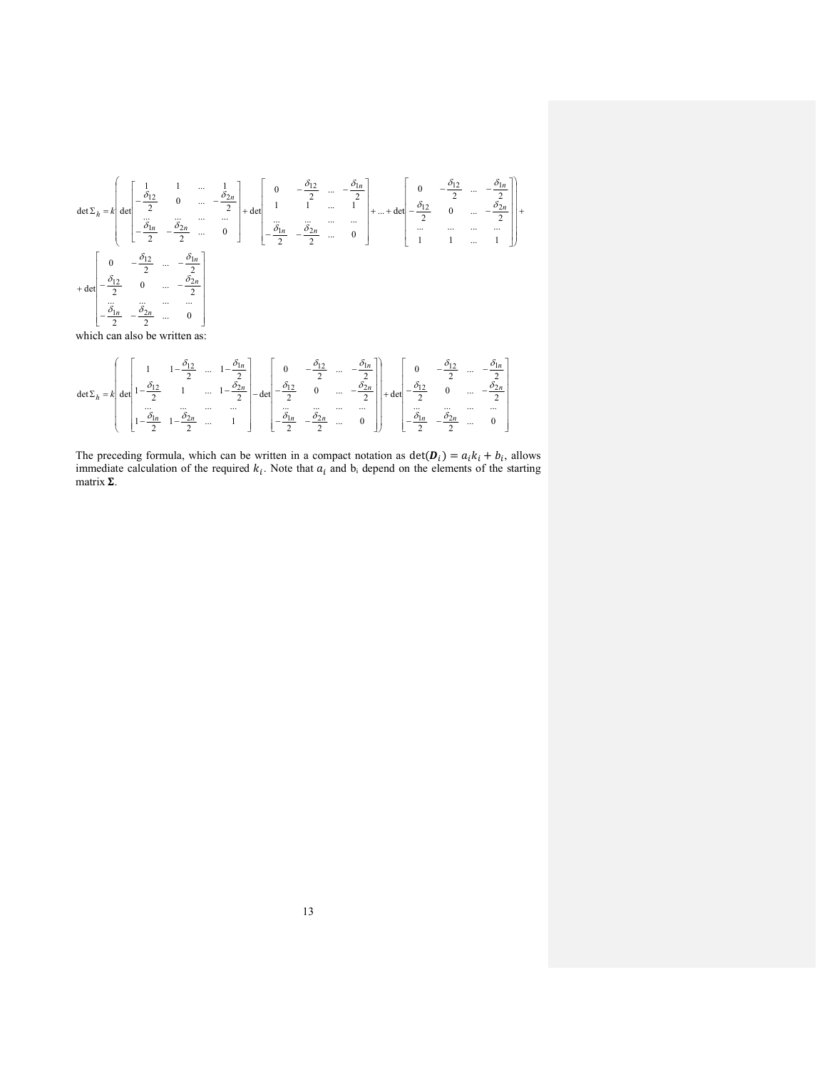$$\det \Sigma_h = k\left( \det\begin{bmatrix} 1 & 1 & \ldots & 1 \\ -\frac{\delta_{12}}{2} & 0 & \ldots & -\frac{\delta_{2n}}{2} \\ \ldots & \ldots & \ldots & \ldots \\ -\frac{\delta_{1n}}{2} & -\frac{\delta_{2n}}{2} & \ldots & 0 \end{bmatrix} + \det\begin{bmatrix} 0 & -\frac{\delta_{12}}{2} & \ldots & -\frac{\delta_{1n}}{2} \\ 1 & 1 & \ldots & 1 \\ \ldots & \ldots & \ldots & \ldots \\ -\frac{\delta_{1n}}{2} & -\frac{\delta_{2n}}{2} & \ldots & 0 \end{bmatrix} + \ldots + \det\begin{bmatrix} 0 & -\frac{\delta_{12}}{2} & \ldots & -\frac{\delta_{1n}}{2} \\ -\frac{\delta_{12}}{2} & 0 & \ldots & -\frac{\delta_{2n}}{2} \\ \ldots & \ldots & \ldots & \ldots \\ 1 & 1 & \ldots & 1 \end{bmatrix} \right) +$$

$$+ \det\begin{bmatrix} 0 & -\frac{\delta_{12}}{2} & \ldots & -\frac{\delta_{1n}}{2} \\ -\frac{\delta_{12}}{2} & 0 & \ldots & -\frac{\delta_{2n}}{2} \\ \ldots & \ldots & \ldots & \ldots \\ -\frac{\delta_{1n}}{2} & -\frac{\delta_{2n}}{2} & \ldots & 0 \end{bmatrix}$$

which can also be written as:

$$\det \Sigma_h = k\left( \det\begin{bmatrix} 1 & 1-\frac{\delta_{12}}{2} & \ldots & 1-\frac{\delta_{1n}}{2} \\ 1-\frac{\delta_{12}}{2} & 1 & \ldots & 1-\frac{\delta_{2n}}{2} \\ \ldots & \ldots & \ldots & \ldots \\ 1-\frac{\delta_{1n}}{2} & 1-\frac{\delta_{2n}}{2} & \ldots & 1 \end{bmatrix} - \det\begin{bmatrix} 0 & -\frac{\delta_{12}}{2} & \ldots & -\frac{\delta_{1n}}{2} \\ -\frac{\delta_{12}}{2} & 0 & \ldots & -\frac{\delta_{2n}}{2} \\ \ldots & \ldots & \ldots & \ldots \\ -\frac{\delta_{1n}}{2} & -\frac{\delta_{2n}}{2} & \ldots & 0 \end{bmatrix} \right) + \det\begin{bmatrix} 0 & -\frac{\delta_{12}}{2} & \ldots & -\frac{\delta_{1n}}{2} \\ -\frac{\delta_{12}}{2} & 0 & \ldots & -\frac{\delta_{2n}}{2} \\ \ldots & \ldots & \ldots & \ldots \\ -\frac{\delta_{1n}}{2} & -\frac{\delta_{2n}}{2} & \ldots & 0 \end{bmatrix}$$

The preceding formula, which can be written in a compact notation as $\det(\boldsymbol{D}_i) = a_i k_i + b_i$, allows immediate calculation of the required $k_i$. Note that $a_i$ and $b_i$ depend on the elements of the starting matrix $\boldsymbol{\Sigma}$.